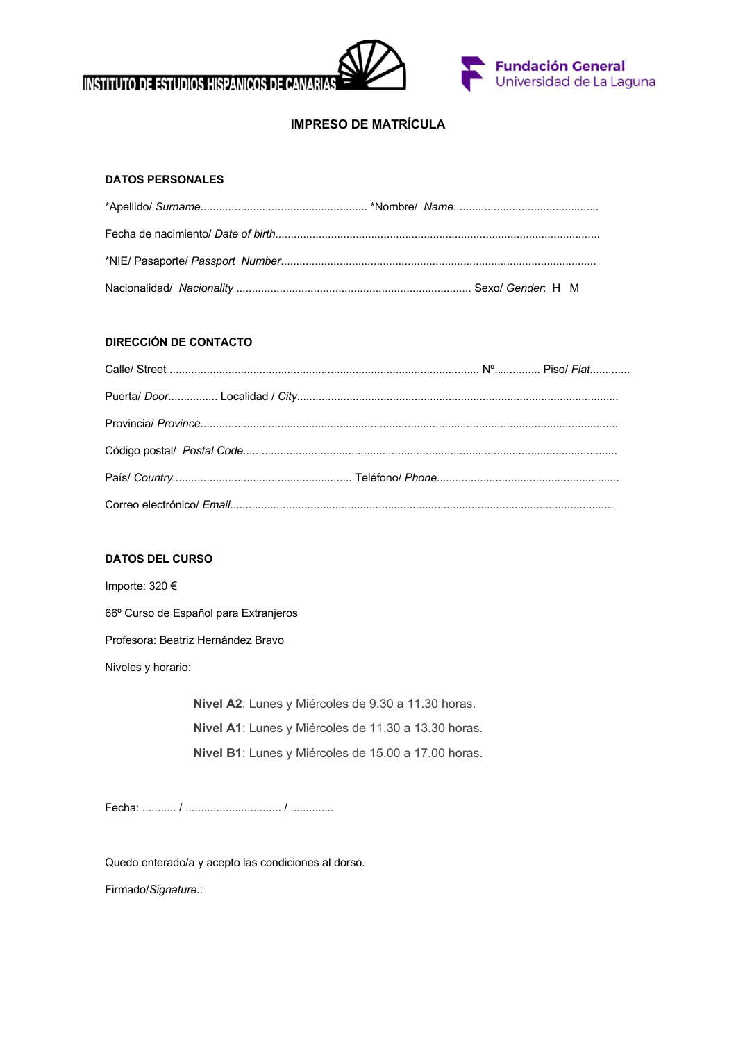INSTITUTO DE ESTUDIOS HISPÁNICOS DE CANARIAS

**Fundación General**
Universidad de La Laguna

# IMPRESO DE MATRÍCULA

## DATOS PERSONALES

*Apellido/ *Surname*...................................................... *Nombre/ *Name*...............................................

Fecha de nacimiento/ *Date of birth*.........................................................................................................

*NIE/ Pasaporte/ *Passport Number*.....................................................................................................

Nacionalidad/ *Naciolality* ............................................................................ Sexo/ *Gender*: H M

## DIRECCIÓN DE CONTACTO

Calle/ Street .................................................................................................... Nº.............. Piso/ *Flat*............

Puerta/ *Door*................ Localidad / *City*.......................................................................................................

Provincia/ *Province*......................................................................................................................................

Código postal/ *Postal Code*.........................................................................................................................

País/ *Country*.......................................................... Teléfono/ *Phone*...........................................................

Correo electrónico/ *Email*...........................................................................................................................

## DATOS DEL CURSO

Importe: 320 €

66º Curso de Español para Extranjeros

Profesora: Beatriz Hernández Bravo

Niveles y horario:

**Nivel A2**: Lunes y Miércoles de 9.30 a 11.30 horas.

**Nivel A1**: Lunes y Miércoles de 11.30 a 13.30 horas.

**Nivel B1**: Lunes y Miércoles de 15.00 a 17.00 horas.

Fecha: ........... / ............................... / ..............

Quedo enterado/a y acepto las condiciones al dorso.

Firmado/*Signature*.: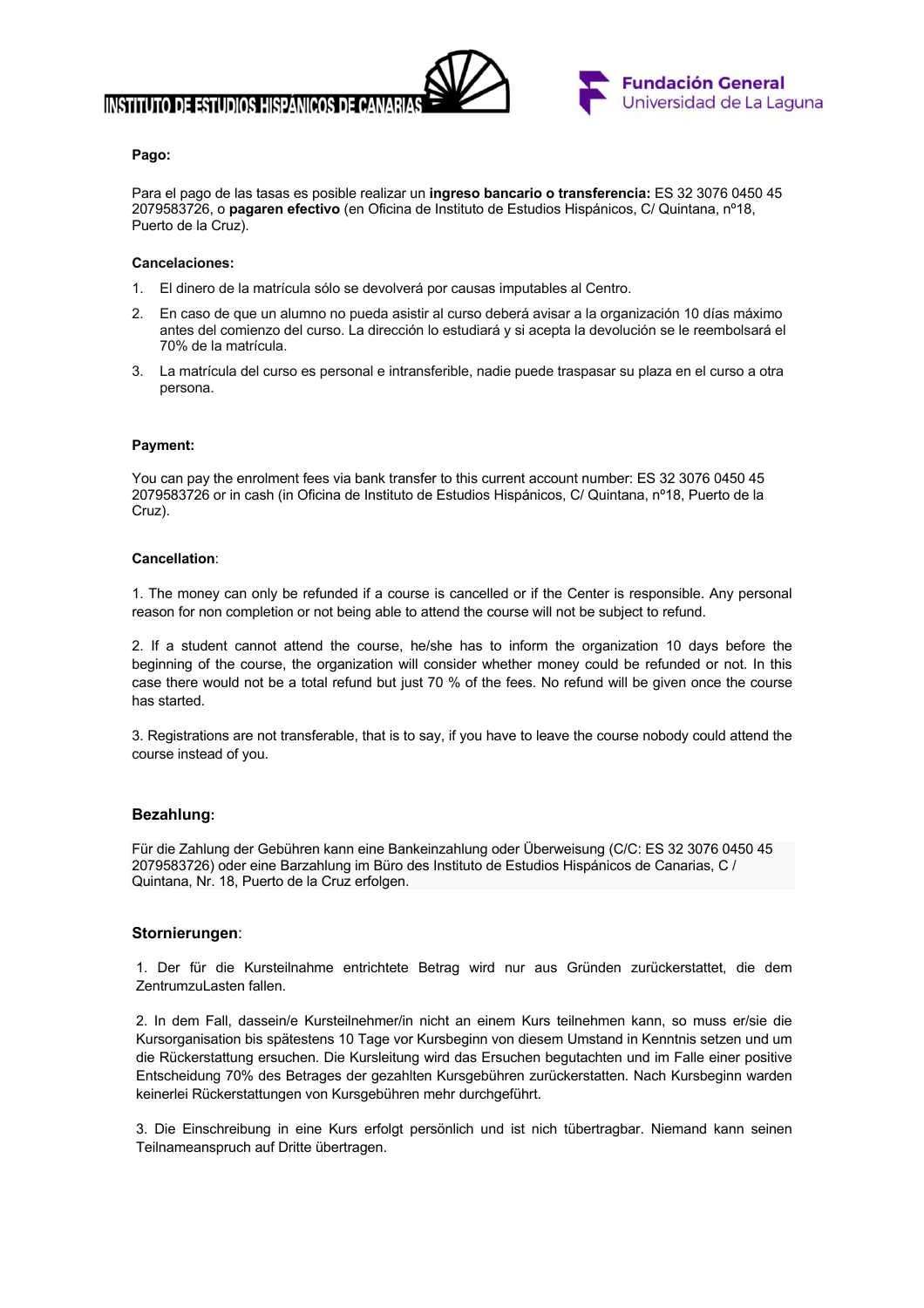**Pago:**

Para el pago de las tasas es posible realizar un **ingreso bancario o transferencia:** ES 32 3076 0450 45 2079583726, o **pagaren efectivo** (en Oficina de Instituto de Estudios Hispánicos, C/ Quintana, nº18, Puerto de la Cruz).

**Cancelaciones:**

1. El dinero de la matrícula sólo se devolverá por causas imputables al Centro.
2. En caso de que un alumno no pueda asistir al curso deberá avisar a la organización 10 días máximo antes del comienzo del curso. La dirección lo estudiará y si acepta la devolución se le reembolsará el 70% de la matrícula.
3. La matrícula del curso es personal e intransferible, nadie puede traspasar su plaza en el curso a otra persona.

**Payment:**

You can pay the enrolment fees via bank transfer to this current account number: ES 32 3076 0450 45 2079583726 or in cash (in Oficina de Instituto de Estudios Hispánicos, C/ Quintana, nº18, Puerto de la Cruz).

**Cancellation**:

1. The money can only be refunded if a course is cancelled or if the Center is responsible. Any personal reason for non completion or not being able to attend the course will not be subject to refund.

2. If a student cannot attend the course, he/she has to inform the organization 10 days before the beginning of the course, the organization will consider whether money could be refunded or not. In this case there would not be a total refund but just 70 % of the fees. No refund will be given once the course has started.

3. Registrations are not transferable, that is to say, if you have to leave the course nobody could attend the course instead of you.

**Bezahlung**:

Für die Zahlung der Gebühren kann eine Bankeinzahlung oder Überweisung (C/C: ES 32 3076 0450 45 2079583726) oder eine Barzahlung im Büro des Instituto de Estudios Hispánicos de Canarias, C / Quintana, Nr. 18, Puerto de la Cruz erfolgen.

**Stornierungen**:

1. Der für die Kursteilnahme entrichtete Betrag wird nur aus Gründen zurückerstattet, die dem ZentrumzuLasten fallen.

2. In dem Fall, dassein/e Kursteilnehmer/in nicht an einem Kurs teilnehmen kann, so muss er/sie die Kursorganisation bis spätestens 10 Tage vor Kursbeginn von diesem Umstand in Kenntnis setzen und um die Rückerstattung ersuchen. Die Kursleitung wird das Ersuchen begutachten und im Falle einer positive Entscheidung 70% des Betrages der gezahlten Kursgebühren zurückerstatten. Nach Kursbeginn warden keinerlei Rückerstattungen von Kursgebühren mehr durchgeführt.

3. Die Einschreibung in eine Kurs erfolgt persönlich und ist nich tübertragbar. Niemand kann seinen Teilnameanspruch auf Dritte übertragen.